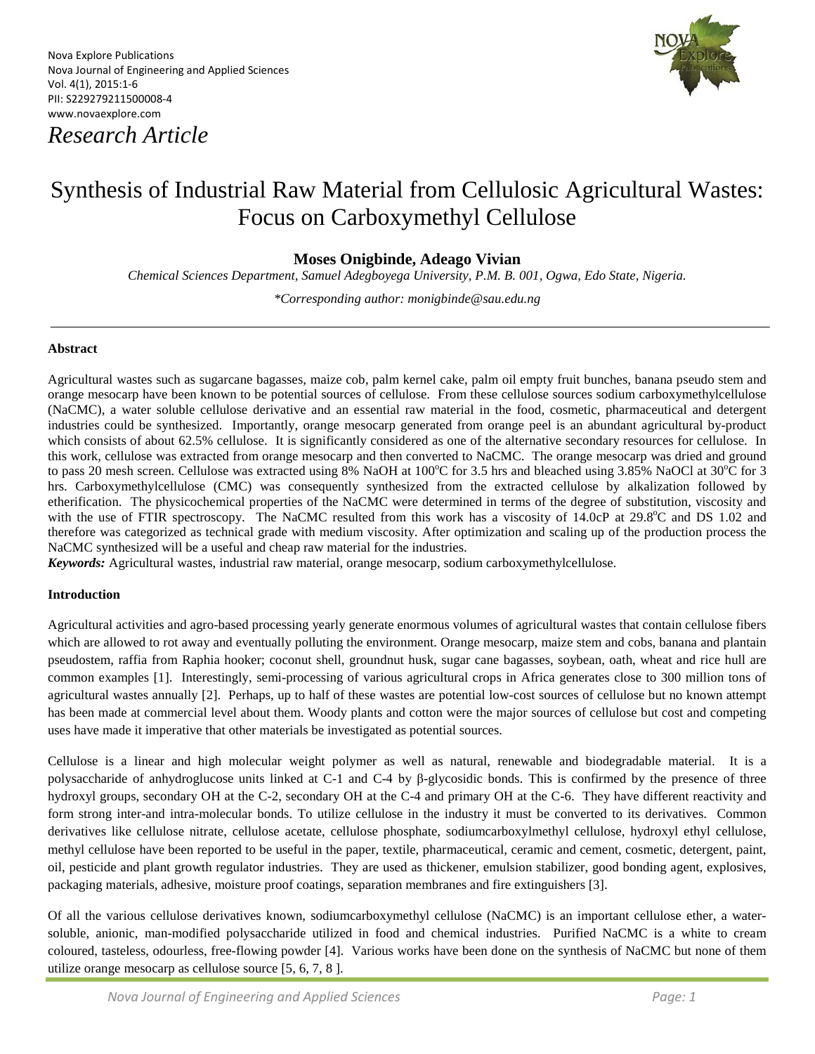*Research Article*

# Synthesis of Industrial Raw Material from Cellulosic Agricultural Wastes: Focus on Carboxymethyl Cellulose

**Moses Onigbinde, Adeago Vivian**

*Chemical Sciences Department, Samuel Adegboyega University, P.M. B. 001, Ogwa, Edo State, Nigeria.*

*\*Corresponding author: monigbinde@sau.edu.ng*

---

#### Abstract

Agricultural wastes such as sugarcane bagasses, maize cob, palm kernel cake, palm oil empty fruit bunches, banana pseudo stem and orange mesocarp have been known to be potential sources of cellulose. From these cellulose sources sodium carboxymethylcellulose (NaCMC), a water soluble cellulose derivative and an essential raw material in the food, cosmetic, pharmaceutical and detergent industries could be synthesized. Importantly, orange mesocarp generated from orange peel is an abundant agricultural by-product which consists of about 62.5% cellulose. It is significantly considered as one of the alternative secondary resources for cellulose. In this work, cellulose was extracted from orange mesocarp and then converted to NaCMC. The orange mesocarp was dried and ground to pass 20 mesh screen. Cellulose was extracted using 8% NaOH at 100$^oC$ for 3.5 hrs and bleached using 3.85% NaOCl at 30$^oC$ for 3 hrs. Carboxymethylcellulose (CMC) was consequently synthesized from the extracted cellulose by alkalization followed by etherification. The physicochemical properties of the NaCMC were determined in terms of the degree of substitution, viscosity and with the use of FTIR spectroscopy. The NaCMC resulted from this work has a viscosity of 14.0cP at 29.8$^oC$ and DS 1.02 and therefore was categorized as technical grade with medium viscosity. After optimization and scaling up of the production process the NaCMC synthesized will be a useful and cheap raw material for the industries.

***Keywords:*** Agricultural wastes, industrial raw material, orange mesocarp, sodium carboxymethylcellulose.

#### Introduction

Agricultural activities and agro-based processing yearly generate enormous volumes of agricultural wastes that contain cellulose fibers which are allowed to rot away and eventually polluting the environment. Orange mesocarp, maize stem and cobs, banana and plantain pseudostem, raffia from Raphia hooker; coconut shell, groundnut husk, sugar cane bagasses, soybean, oath, wheat and rice hull are common examples [1]. Interestingly, semi-processing of various agricultural crops in Africa generates close to 300 million tons of agricultural wastes annually [2]. Perhaps, up to half of these wastes are potential low-cost sources of cellulose but no known attempt has been made at commercial level about them. Woody plants and cotton were the major sources of cellulose but cost and competing uses have made it imperative that other materials be investigated as potential sources.

Cellulose is a linear and high molecular weight polymer as well as natural, renewable and biodegradable material. It is a polysaccharide of anhydroglucose units linked at C-1 and C-4 by β-glycosidic bonds. This is confirmed by the presence of three hydroxyl groups, secondary OH at the C-2, secondary OH at the C-4 and primary OH at the C-6. They have different reactivity and form strong inter-and intra-molecular bonds. To utilize cellulose in the industry it must be converted to its derivatives. Common derivatives like cellulose nitrate, cellulose acetate, cellulose phosphate, sodiumcarboxylmethyl cellulose, hydroxyl ethyl cellulose, methyl cellulose have been reported to be useful in the paper, textile, pharmaceutical, ceramic and cement, cosmetic, detergent, paint, oil, pesticide and plant growth regulator industries. They are used as thickener, emulsion stabilizer, good bonding agent, explosives, packaging materials, adhesive, moisture proof coatings, separation membranes and fire extinguishers [3].

Of all the various cellulose derivatives known, sodiumcarboxymethyl cellulose (NaCMC) is an important cellulose ether, a water-soluble, anionic, man-modified polysaccharide utilized in food and chemical industries. Purified NaCMC is a white to cream coloured, tasteless, odourless, free-flowing powder [4]. Various works have been done on the synthesis of NaCMC but none of them utilize orange mesocarp as cellulose source [5, 6, 7, 8 ].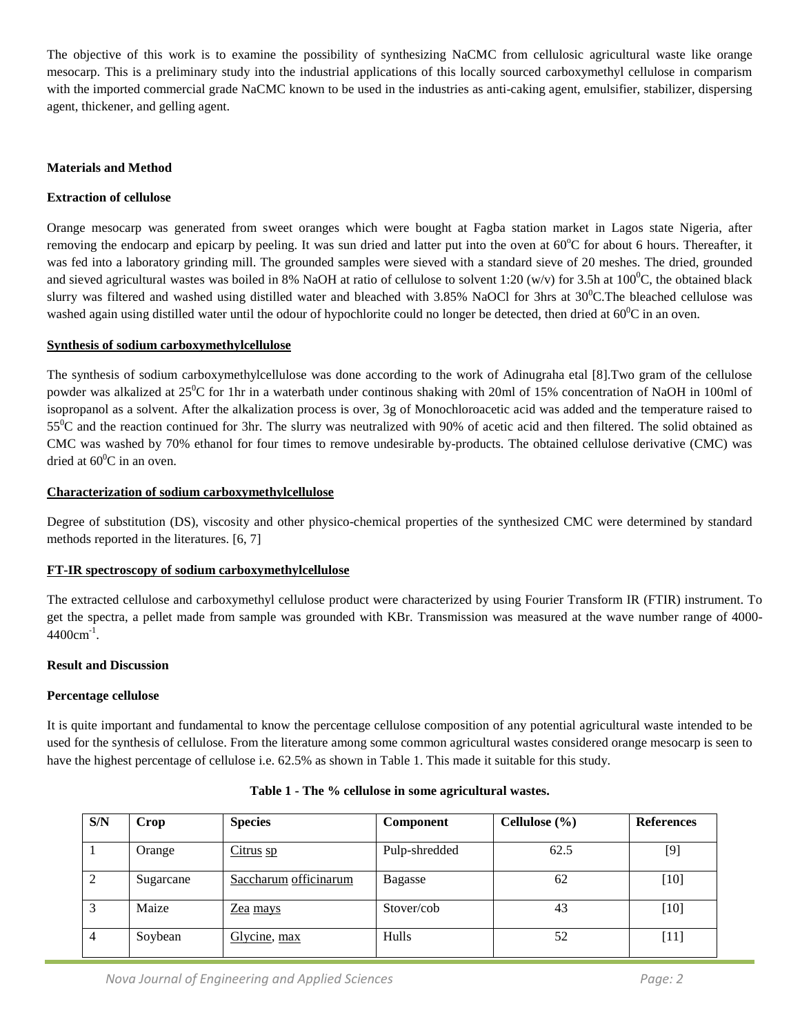The objective of this work is to examine the possibility of synthesizing NaCMC from cellulosic agricultural waste like orange mesocarp. This is a preliminary study into the industrial applications of this locally sourced carboxymethyl cellulose in comparism with the imported commercial grade NaCMC known to be used in the industries as anti-caking agent, emulsifier, stabilizer, dispersing agent, thickener, and gelling agent.

## Materials and Method

### Extraction of cellulose

Orange mesocarp was generated from sweet oranges which were bought at Fagba station market in Lagos state Nigeria, after removing the endocarp and epicarp by peeling. It was sun dried and latter put into the oven at $60^oC$ for about 6 hours. Thereafter, it was fed into a laboratory grinding mill. The grounded samples were sieved with a standard sieve of 20 meshes. The dried, grounded and sieved agricultural wastes was boiled in 8% NaOH at ratio of cellulose to solvent 1:20 (w/v) for 3.5h at $100^0C$, the obtained black slurry was filtered and washed using distilled water and bleached with 3.85% NaOCl for 3hrs at $30^0C$.The bleached cellulose was washed again using distilled water until the odour of hypochlorite could no longer be detected, then dried at $60^0C$ in an oven.

### Synthesis of sodium carboxymethylcellulose

The synthesis of sodium carboxymethylcellulose was done according to the work of Adinugraha etal [8].Two gram of the cellulose powder was alkalized at $25^0C$ for 1hr in a waterbath under continous shaking with 20ml of 15% concentration of NaOH in 100ml of isopropanol as a solvent. After the alkalization process is over, 3g of Monochloroacetic acid was added and the temperature raised to $55^0C$ and the reaction continued for 3hr. The slurry was neutralized with 90% of acetic acid and then filtered. The solid obtained as CMC was washed by 70% ethanol for four times to remove undesirable by-products. The obtained cellulose derivative (CMC) was dried at $60^0C$ in an oven.

### Characterization of sodium carboxymethylcellulose

Degree of substitution (DS), viscosity and other physico-chemical properties of the synthesized CMC were determined by standard methods reported in the literatures. [6, 7]

### FT-IR spectroscopy of sodium carboxymethylcellulose

The extracted cellulose and carboxymethyl cellulose product were characterized by using Fourier Transform IR (FTIR) instrument. To get the spectra, a pellet made from sample was grounded with KBr. Transmission was measured at the wave number range of 4000-4400$cm^{-1}$.

## Result and Discussion

### Percentage cellulose

It is quite important and fundamental to know the percentage cellulose composition of any potential agricultural waste intended to be used for the synthesis of cellulose. From the literature among some common agricultural wastes considered orange mesocarp is seen to have the highest percentage of cellulose i.e. 62.5% as shown in Table 1. This made it suitable for this study.

**Table 1 - The % cellulose in some agricultural wastes.**

| S/N | Crop | Species | Component | Cellulose (%) | References |
|---|---|---|---|---|---|
| 1 | Orange | Citrus sp | Pulp-shredded | 62.5 | [9] |
| 2 | Sugarcane | Saccharum officinarum | Bagasse | 62 | [10] |
| 3 | Maize | Zea mays | Stover/cob | 43 | [10] |
| 4 | Soybean | Glycine, max | Hulls | 52 | [11] |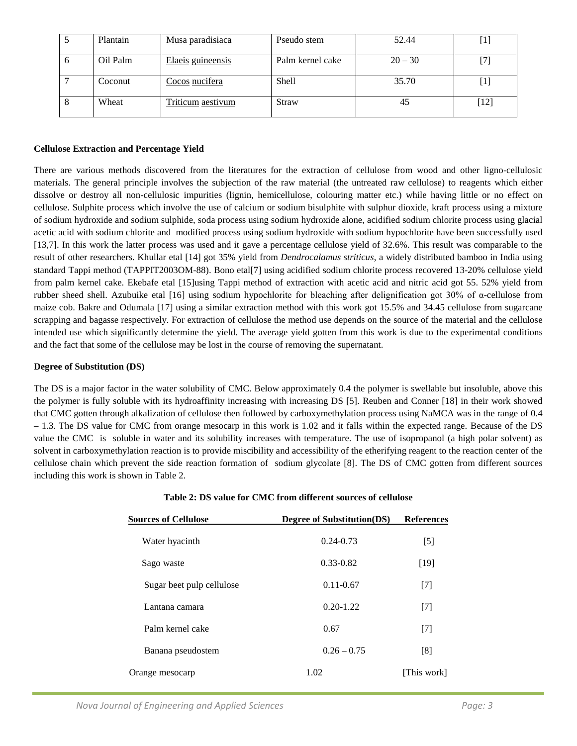| 5 | Plantain | Musa paradisiaca | Pseudo stem | 52.44 | [1] |
|---|---|---|---|---|---|
| 6 | Oil Palm | Elaeis guineensis | Palm kernel cake | 20 – 30 | [7] |
| 7 | Coconut | Cocos nucifera | Shell | 35.70 | [1] |
| 8 | Wheat | Triticum aestivum | Straw | 45 | [12] |

**Cellulose Extraction and Percentage Yield**

There are various methods discovered from the literatures for the extraction of cellulose from wood and other ligno-cellulosic materials. The general principle involves the subjection of the raw material (the untreated raw cellulose) to reagents which either dissolve or destroy all non-cellulosic impurities (lignin, hemicellulose, colouring matter etc.) while having little or no effect on cellulose. Sulphite process which involve the use of calcium or sodium bisulphite with sulphur dioxide, kraft process using a mixture of sodium hydroxide and sodium sulphide, soda process using sodium hydroxide alone, acidified sodium chlorite process using glacial acetic acid with sodium chlorite and modified process using sodium hydroxide with sodium hypochlorite have been successfully used [13,7]. In this work the latter process was used and it gave a percentage cellulose yield of 32.6%. This result was comparable to the result of other researchers. Khullar etal [14] got 35% yield from *Dendrocalamus striticus*, a widely distributed bamboo in India using standard Tappi method (TAPPIT2003OM-88). Bono etal[7] using acidified sodium chlorite process recovered 13-20% cellulose yield from palm kernel cake. Ekebafe etal [15]using Tappi method of extraction with acetic acid and nitric acid got 55. 52% yield from rubber sheed shell. Azubuike etal [16] using sodium hypochlorite for bleaching after delignification got 30% of α-cellulose from maize cob. Bakre and Odumala [17] using a similar extraction method with this work got 15.5% and 34.45 cellulose from sugarcane scrapping and bagasse respectively. For extraction of cellulose the method use depends on the source of the material and the cellulose intended use which significantly determine the yield. The average yield gotten from this work is due to the experimental conditions and the fact that some of the cellulose may be lost in the course of removing the supernatant.

**Degree of Substitution (DS)**

The DS is a major factor in the water solubility of CMC. Below approximately 0.4 the polymer is swellable but insoluble, above this the polymer is fully soluble with its hydroaffinity increasing with increasing DS [5]. Reuben and Conner [18] in their work showed that CMC gotten through alkalization of cellulose then followed by carboxymethylation process using NaMCA was in the range of 0.4 – 1.3. The DS value for CMC from orange mesocarp in this work is 1.02 and it falls within the expected range. Because of the DS value the CMC is soluble in water and its solubility increases with temperature. The use of isopropanol (a high polar solvent) as solvent in carboxymethylation reaction is to provide miscibility and accessibility of the etherifying reagent to the reaction center of the cellulose chain which prevent the side reaction formation of sodium glycolate [8]. The DS of CMC gotten from different sources including this work is shown in Table 2.

**Table 2: DS value for CMC from different sources of cellulose**

| Sources of Cellulose | Degree of Substitution(DS) | References |
|---|---|---|
| Water hyacinth | 0.24-0.73 | [5] |
| Sago waste | 0.33-0.82 | [19] |
| Sugar beet pulp cellulose | 0.11-0.67 | [7] |
| Lantana camara | 0.20-1.22 | [7] |
| Palm kernel cake | 0.67 | [7] |
| Banana pseudostem | 0.26 – 0.75 | [8] |
| Orange mesocarp | 1.02 | [This work] |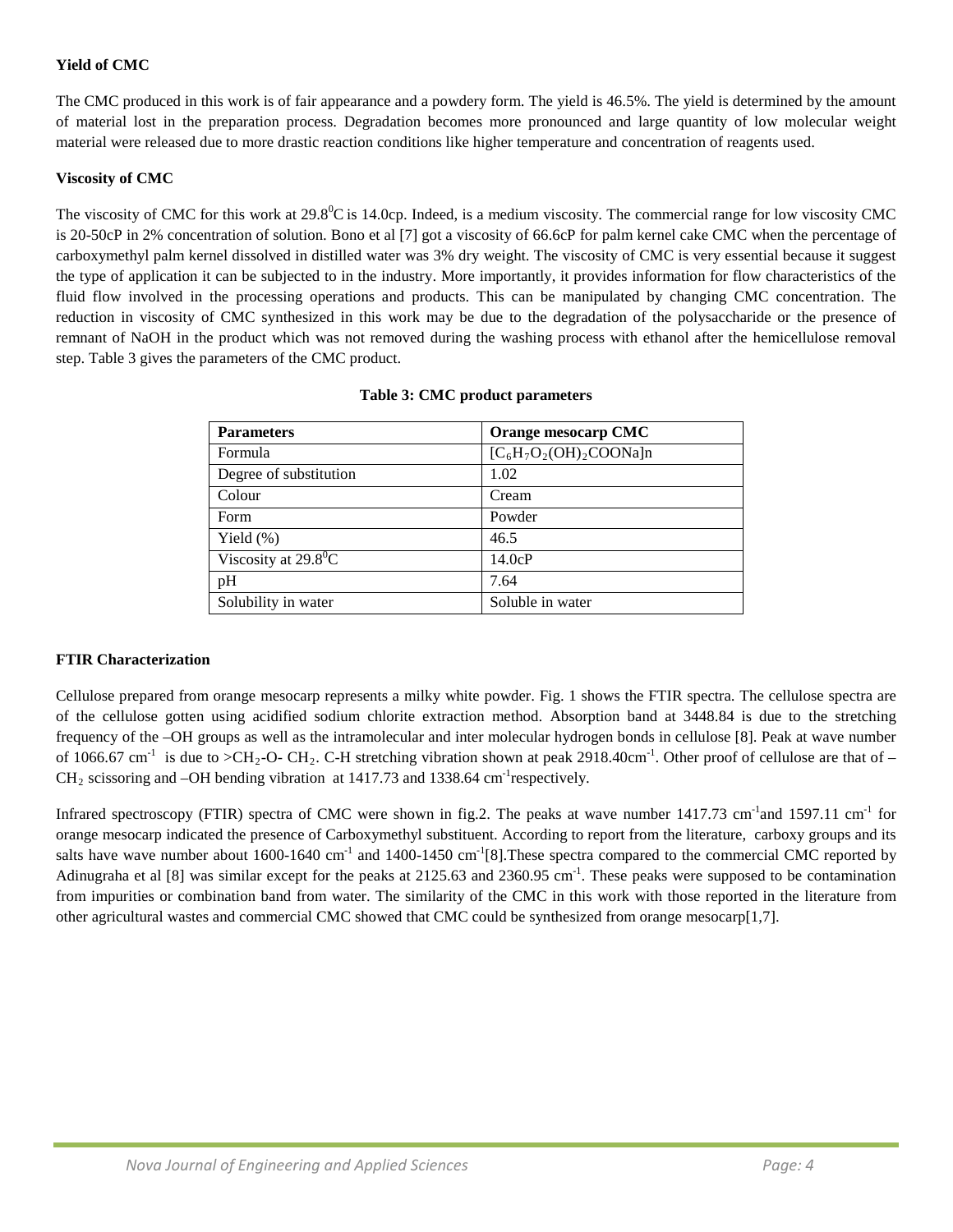### Yield of CMC

The CMC produced in this work is of fair appearance and a powdery form. The yield is 46.5%. The yield is determined by the amount of material lost in the preparation process. Degradation becomes more pronounced and large quantity of low molecular weight material were released due to more drastic reaction conditions like higher temperature and concentration of reagents used.

### Viscosity of CMC

The viscosity of CMC for this work at $29.8^0$C is 14.0cp. Indeed, is a medium viscosity. The commercial range for low viscosity CMC is 20-50cP in 2% concentration of solution. Bono et al [7] got a viscosity of 66.6cP for palm kernel cake CMC when the percentage of carboxymethyl palm kernel dissolved in distilled water was 3% dry weight. The viscosity of CMC is very essential because it suggest the type of application it can be subjected to in the industry. More importantly, it provides information for flow characteristics of the fluid flow involved in the processing operations and products. This can be manipulated by changing CMC concentration. The reduction in viscosity of CMC synthesized in this work may be due to the degradation of the polysaccharide or the presence of remnant of NaOH in the product which was not removed during the washing process with ethanol after the hemicellulose removal step. Table 3 gives the parameters of the CMC product.

**Table 3: CMC product parameters**

| Parameters | Orange mesocarp CMC |
|---|---|
| Formula | $[C_6H_7O_2(OH)_2COONa]n$ |
| Degree of substitution | 1.02 |
| Colour | Cream |
| Form | Powder |
| Yield (%) | 46.5 |
| Viscosity at $29.8^0$C | 14.0cP |
| pH | 7.64 |
| Solubility in water | Soluble in water |

### FTIR Characterization

Cellulose prepared from orange mesocarp represents a milky white powder. Fig. 1 shows the FTIR spectra. The cellulose spectra are of the cellulose gotten using acidified sodium chlorite extraction method. Absorption band at 3448.84 is due to the stretching frequency of the –OH groups as well as the intramolecular and inter molecular hydrogen bonds in cellulose [8]. Peak at wave number of 1066.67 $cm^{-1}$ is due to $>CH_2$-O- $CH_2$. C-H stretching vibration shown at peak 2918.40$cm^{-1}$. Other proof of cellulose are that of –$CH_2$ scissoring and –OH bending vibration at 1417.73 and 1338.64 $cm^{-1}$respectively.

Infrared spectroscopy (FTIR) spectra of CMC were shown in fig.2. The peaks at wave number 1417.73 $cm^{-1}$and 1597.11 $cm^{-1}$ for orange mesocarp indicated the presence of Carboxymethyl substituent. According to report from the literature, carboxy groups and its salts have wave number about 1600-1640 $cm^{-1}$ and 1400-1450 $cm^{-1}$[8].These spectra compared to the commercial CMC reported by Adinugraha et al [8] was similar except for the peaks at 2125.63 and 2360.95 $cm^{-1}$. These peaks were supposed to be contamination from impurities or combination band from water. The similarity of the CMC in this work with those reported in the literature from other agricultural wastes and commercial CMC showed that CMC could be synthesized from orange mesocarp[1,7].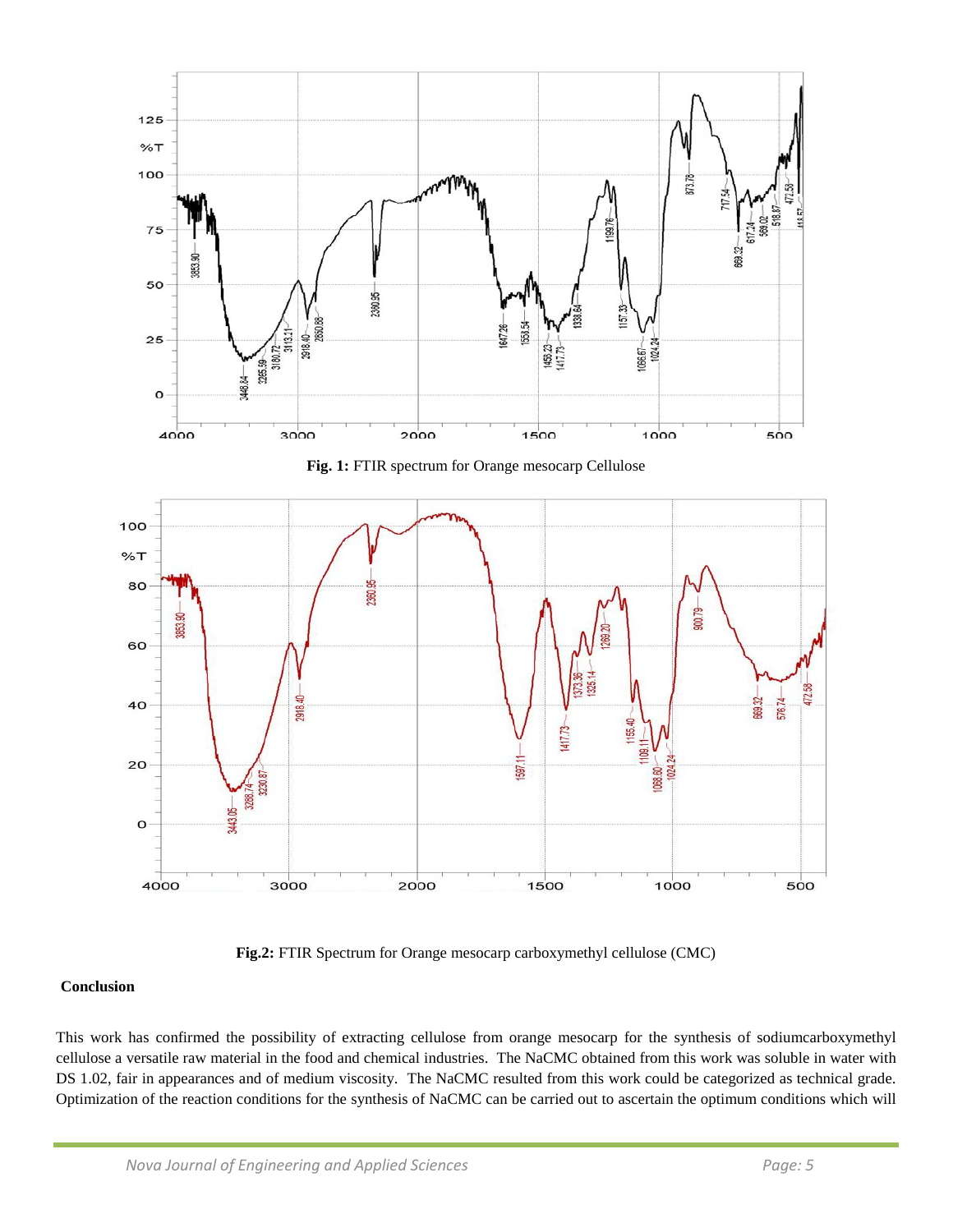Fig. 1: FTIR spectrum for Orange mesocarp Cellulose

Fig.2: FTIR Spectrum for Orange mesocarp carboxymethyl cellulose (CMC)

**Conclusion**

This work has confirmed the possibility of extracting cellulose from orange mesocarp for the synthesis of sodiumcarboxymethyl cellulose a versatile raw material in the food and chemical industries. The NaCMC obtained from this work was soluble in water with DS 1.02, fair in appearances and of medium viscosity. The NaCMC resulted from this work could be categorized as technical grade. Optimization of the reaction conditions for the synthesis of NaCMC can be carried out to ascertain the optimum conditions which will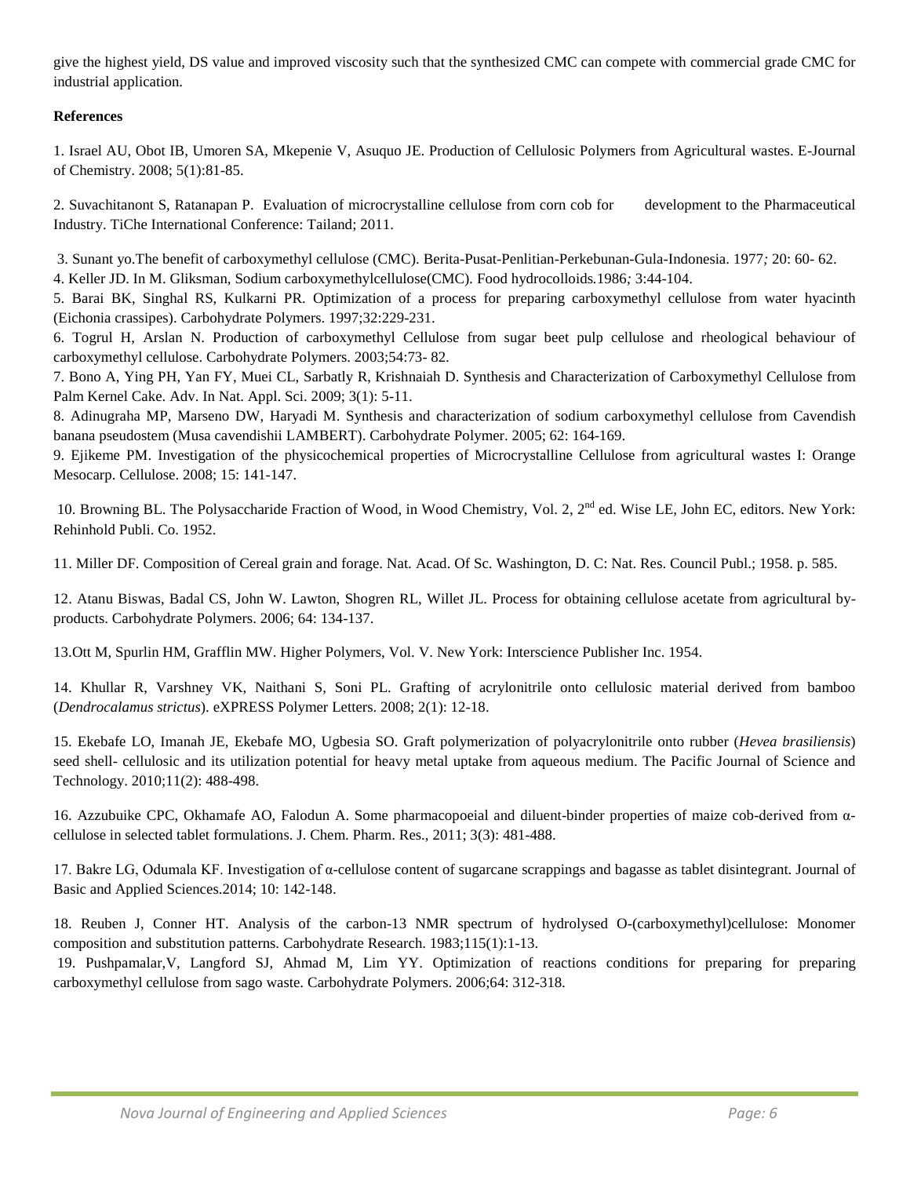give the highest yield, DS value and improved viscosity such that the synthesized CMC can compete with commercial grade CMC for industrial application.

**References**

1. Israel AU, Obot IB, Umoren SA, Mkepenie V, Asuquo JE. Production of Cellulosic Polymers from Agricultural wastes. E-Journal of Chemistry. 2008; 5(1):81-85.

2. Suvachitanont S, Ratanapan P. Evaluation of microcrystalline cellulose from corn cob for development to the Pharmaceutical Industry. TiChe International Conference: Tailand; 2011.

3. Sunant yo.The benefit of carboxymethyl cellulose (CMC). Berita-Pusat-Penlitian-Perkebunan-Gula-Indonesia. 1977*;* 20: 60- 62.

4. Keller JD. In M. Gliksman, Sodium carboxymethylcellulose(CMC)*.* Food hydrocolloids*.*1986*;* 3:44-104.

5. Barai BK, Singhal RS, Kulkarni PR. Optimization of a process for preparing carboxymethyl cellulose from water hyacinth (Eichonia crassipes). Carbohydrate Polymers. 1997;32:229-231.

6. Togrul H, Arslan N. Production of carboxymethyl Cellulose from sugar beet pulp cellulose and rheological behaviour of carboxymethyl cellulose. Carbohydrate Polymers. 2003;54:73- 82.

7. Bono A, Ying PH, Yan FY, Muei CL, Sarbatly R, Krishnaiah D. Synthesis and Characterization of Carboxymethyl Cellulose from Palm Kernel Cake. Adv. In Nat. Appl. Sci. 2009; 3(1): 5-11.

8. Adinugraha MP, Marseno DW, Haryadi M. Synthesis and characterization of sodium carboxymethyl cellulose from Cavendish banana pseudostem (Musa cavendishii LAMBERT). Carbohydrate Polymer. 2005; 62: 164-169.

9. Ejikeme PM. Investigation of the physicochemical properties of Microcrystalline Cellulose from agricultural wastes I: Orange Mesocarp. Cellulose. 2008; 15: 141-147.

10. Browning BL. The Polysaccharide Fraction of Wood, in Wood Chemistry, Vol. 2, 2nd ed. Wise LE, John EC, editors. New York: Rehinhold Publi. Co. 1952.

11. Miller DF. Composition of Cereal grain and forage. Nat. Acad. Of Sc. Washington, D. C: Nat. Res. Council Publ.; 1958. p. 585.

12. Atanu Biswas, Badal CS, John W. Lawton, Shogren RL, Willet JL. Process for obtaining cellulose acetate from agricultural by-products. Carbohydrate Polymers. 2006; 64: 134-137.

13.Ott M, Spurlin HM, Grafflin MW. Higher Polymers, Vol. V. New York: Interscience Publisher Inc. 1954.

14. Khullar R, Varshney VK, Naithani S, Soni PL. Grafting of acrylonitrile onto cellulosic material derived from bamboo (*Dendrocalamus strictus*). eXPRESS Polymer Letters. 2008; 2(1): 12-18.

15. Ekebafe LO, Imanah JE, Ekebafe MO, Ugbesia SO. Graft polymerization of polyacrylonitrile onto rubber (*Hevea brasiliensis*) seed shell- cellulosic and its utilization potential for heavy metal uptake from aqueous medium. The Pacific Journal of Science and Technology. 2010;11(2): 488-498.

16. Azzubuike CPC, Okhamafe AO, Falodun A. Some pharmacopoeial and diluent-binder properties of maize cob-derived from α-cellulose in selected tablet formulations. J. Chem. Pharm. Res., 2011; 3(3): 481-488.

17. Bakre LG, Odumala KF. Investigation of α-cellulose content of sugarcane scrappings and bagasse as tablet disintegrant. Journal of Basic and Applied Sciences.2014; 10: 142-148.

18. Reuben J, Conner HT. Analysis of the carbon-13 NMR spectrum of hydrolysed O-(carboxymethyl)cellulose: Monomer composition and substitution patterns. Carbohydrate Research. 1983;115(1):1-13.

19. Pushpamalar,V, Langford SJ, Ahmad M, Lim YY. Optimization of reactions conditions for preparing for preparing carboxymethyl cellulose from sago waste. Carbohydrate Polymers. 2006;64: 312-318.